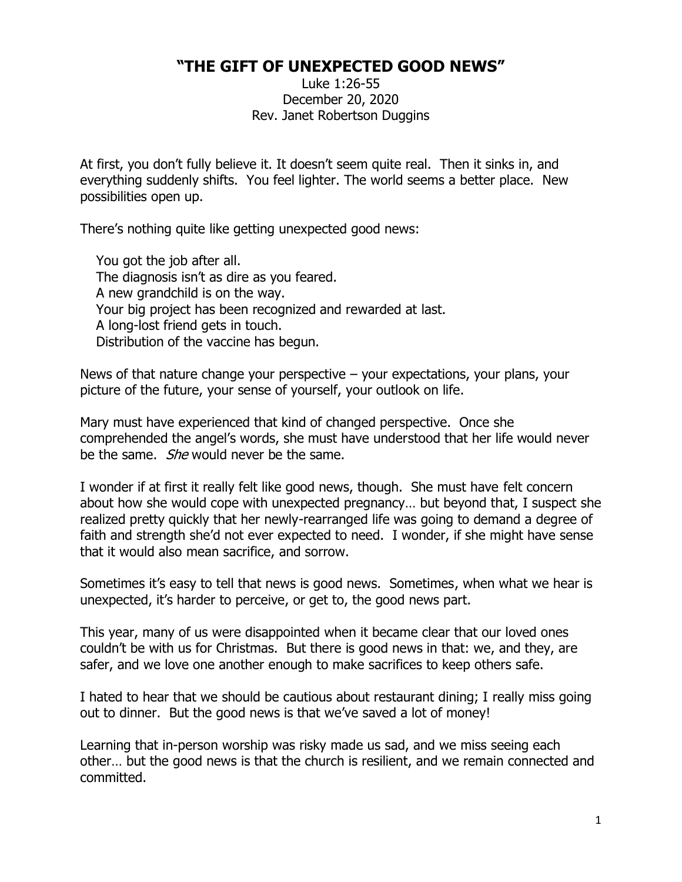# "THE GIFT OF UNEXPECTED GOOD NEWS"

Luke 1:26-55
December 20, 2020
Rev. Janet Robertson Duggins

At first, you don't fully believe it. It doesn't seem quite real. Then it sinks in, and everything suddenly shifts. You feel lighter. The world seems a better place. New possibilities open up.

There's nothing quite like getting unexpected good news:

You got the job after all.
The diagnosis isn't as dire as you feared.
A new grandchild is on the way.
Your big project has been recognized and rewarded at last.
A long-lost friend gets in touch.
Distribution of the vaccine has begun.

News of that nature change your perspective – your expectations, your plans, your picture of the future, your sense of yourself, your outlook on life.

Mary must have experienced that kind of changed perspective. Once she comprehended the angel's words, she must have understood that her life would never be the same. *She* would never be the same.

I wonder if at first it really felt like good news, though. She must have felt concern about how she would cope with unexpected pregnancy… but beyond that, I suspect she realized pretty quickly that her newly-rearranged life was going to demand a degree of faith and strength she'd not ever expected to need. I wonder, if she might have sense that it would also mean sacrifice, and sorrow.

Sometimes it's easy to tell that news is good news. Sometimes, when what we hear is unexpected, it's harder to perceive, or get to, the good news part.

This year, many of us were disappointed when it became clear that our loved ones couldn't be with us for Christmas. But there is good news in that: we, and they, are safer, and we love one another enough to make sacrifices to keep others safe.

I hated to hear that we should be cautious about restaurant dining; I really miss going out to dinner. But the good news is that we've saved a lot of money!

Learning that in-person worship was risky made us sad, and we miss seeing each other… but the good news is that the church is resilient, and we remain connected and committed.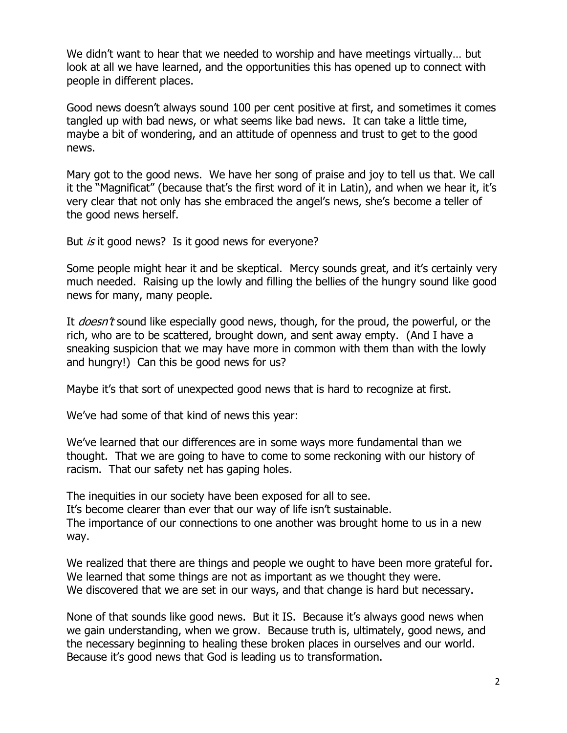We didn't want to hear that we needed to worship and have meetings virtually… but look at all we have learned, and the opportunities this has opened up to connect with people in different places.

Good news doesn't always sound 100 per cent positive at first, and sometimes it comes tangled up with bad news, or what seems like bad news. It can take a little time, maybe a bit of wondering, and an attitude of openness and trust to get to the good news.

Mary got to the good news. We have her song of praise and joy to tell us that. We call it the "Magnificat" (because that's the first word of it in Latin), and when we hear it, it's very clear that not only has she embraced the angel's news, she's become a teller of the good news herself.

But *is* it good news? Is it good news for everyone?

Some people might hear it and be skeptical. Mercy sounds great, and it's certainly very much needed. Raising up the lowly and filling the bellies of the hungry sound like good news for many, many people.

It *doesn't* sound like especially good news, though, for the proud, the powerful, or the rich, who are to be scattered, brought down, and sent away empty. (And I have a sneaking suspicion that we may have more in common with them than with the lowly and hungry!) Can this be good news for us?

Maybe it's that sort of unexpected good news that is hard to recognize at first.

We've had some of that kind of news this year:

We've learned that our differences are in some ways more fundamental than we thought. That we are going to have to come to some reckoning with our history of racism. That our safety net has gaping holes.

The inequities in our society have been exposed for all to see.
It's become clearer than ever that our way of life isn't sustainable.
The importance of our connections to one another was brought home to us in a new way.

We realized that there are things and people we ought to have been more grateful for.
We learned that some things are not as important as we thought they were.
We discovered that we are set in our ways, and that change is hard but necessary.

None of that sounds like good news. But it IS. Because it's always good news when we gain understanding, when we grow. Because truth is, ultimately, good news, and the necessary beginning to healing these broken places in ourselves and our world. Because it's good news that God is leading us to transformation.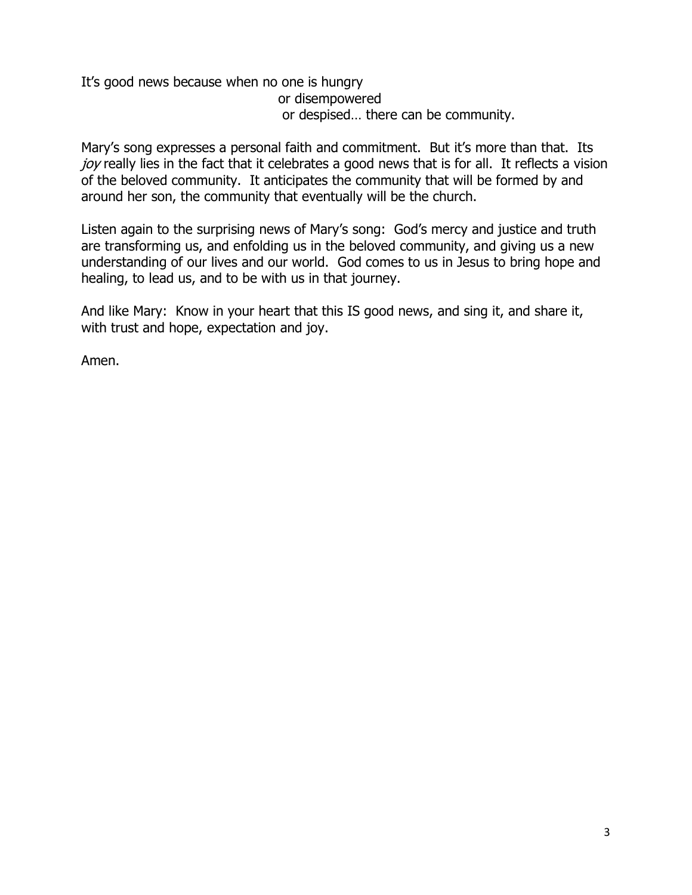It’s good news because when no one is hungry
or disempowered
or despised… there can be community.

Mary’s song expresses a personal faith and commitment. But it’s more than that. Its *joy* really lies in the fact that it celebrates a good news that is for all. It reflects a vision of the beloved community. It anticipates the community that will be formed by and around her son, the community that eventually will be the church.

Listen again to the surprising news of Mary’s song: God’s mercy and justice and truth are transforming us, and enfolding us in the beloved community, and giving us a new understanding of our lives and our world. God comes to us in Jesus to bring hope and healing, to lead us, and to be with us in that journey.

And like Mary: Know in your heart that this IS good news, and sing it, and share it, with trust and hope, expectation and joy.

Amen.